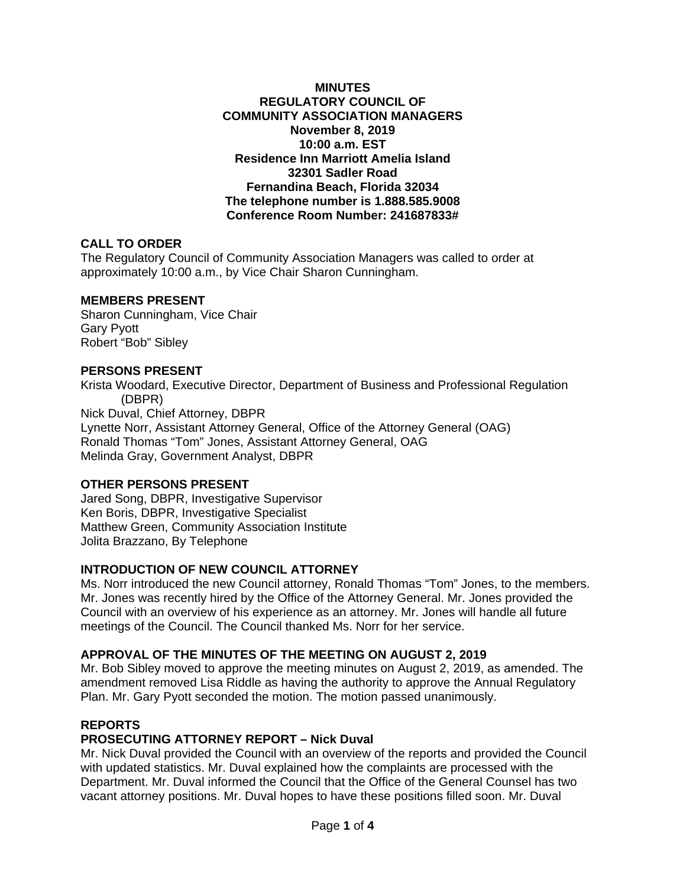**MINUTES**
**REGULATORY COUNCIL OF**
**COMMUNITY ASSOCIATION MANAGERS**
**November 8, 2019**
**10:00 a.m. EST**
**Residence Inn Marriott Amelia Island**
**32301 Sadler Road**
**Fernandina Beach, Florida 32034**
**The telephone number is 1.888.585.9008**
**Conference Room Number: 241687833#**

## CALL TO ORDER

The Regulatory Council of Community Association Managers was called to order at approximately 10:00 a.m., by Vice Chair Sharon Cunningham.

## MEMBERS PRESENT

Sharon Cunningham, Vice Chair
Gary Pyott
Robert "Bob" Sibley

## PERSONS PRESENT

Krista Woodard, Executive Director, Department of Business and Professional Regulation (DBPR)
Nick Duval, Chief Attorney, DBPR
Lynette Norr, Assistant Attorney General, Office of the Attorney General (OAG)
Ronald Thomas "Tom" Jones, Assistant Attorney General, OAG
Melinda Gray, Government Analyst, DBPR

## OTHER PERSONS PRESENT

Jared Song, DBPR, Investigative Supervisor
Ken Boris, DBPR, Investigative Specialist
Matthew Green, Community Association Institute
Jolita Brazzano, By Telephone

## INTRODUCTION OF NEW COUNCIL ATTORNEY

Ms. Norr introduced the new Council attorney, Ronald Thomas "Tom" Jones, to the members. Mr. Jones was recently hired by the Office of the Attorney General. Mr. Jones provided the Council with an overview of his experience as an attorney. Mr. Jones will handle all future meetings of the Council. The Council thanked Ms. Norr for her service.

## APPROVAL OF THE MINUTES OF THE MEETING ON AUGUST 2, 2019

Mr. Bob Sibley moved to approve the meeting minutes on August 2, 2019, as amended. The amendment removed Lisa Riddle as having the authority to approve the Annual Regulatory Plan. Mr. Gary Pyott seconded the motion. The motion passed unanimously.

## REPORTS

### PROSECUTING ATTORNEY REPORT – Nick Duval

Mr. Nick Duval provided the Council with an overview of the reports and provided the Council with updated statistics. Mr. Duval explained how the complaints are processed with the Department. Mr. Duval informed the Council that the Office of the General Counsel has two vacant attorney positions. Mr. Duval hopes to have these positions filled soon. Mr. Duval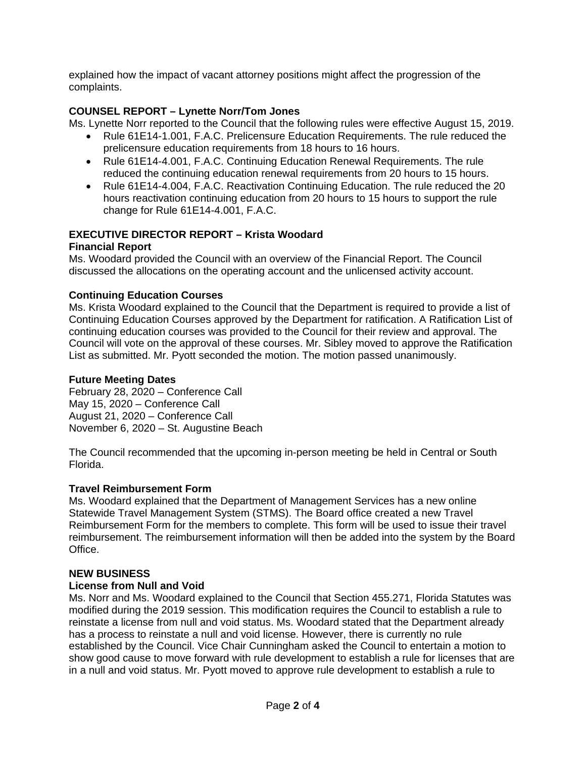explained how the impact of vacant attorney positions might affect the progression of the complaints.

### COUNSEL REPORT – Lynette Norr/Tom Jones

Ms. Lynette Norr reported to the Council that the following rules were effective August 15, 2019.

- Rule 61E14-1.001, F.A.C. Prelicensure Education Requirements. The rule reduced the prelicensure education requirements from 18 hours to 16 hours.
- Rule 61E14-4.001, F.A.C. Continuing Education Renewal Requirements. The rule reduced the continuing education renewal requirements from 20 hours to 15 hours.
- Rule 61E14-4.004, F.A.C. Reactivation Continuing Education. The rule reduced the 20 hours reactivation continuing education from 20 hours to 15 hours to support the rule change for Rule 61E14-4.001, F.A.C.

### EXECUTIVE DIRECTOR REPORT – Krista Woodard

#### Financial Report

Ms. Woodard provided the Council with an overview of the Financial Report. The Council discussed the allocations on the operating account and the unlicensed activity account.

#### Continuing Education Courses

Ms. Krista Woodard explained to the Council that the Department is required to provide a list of Continuing Education Courses approved by the Department for ratification. A Ratification List of continuing education courses was provided to the Council for their review and approval. The Council will vote on the approval of these courses. Mr. Sibley moved to approve the Ratification List as submitted. Mr. Pyott seconded the motion. The motion passed unanimously.

#### Future Meeting Dates

February 28, 2020 – Conference Call
May 15, 2020 – Conference Call
August 21, 2020 – Conference Call
November 6, 2020 – St. Augustine Beach

The Council recommended that the upcoming in-person meeting be held in Central or South Florida.

#### Travel Reimbursement Form

Ms. Woodard explained that the Department of Management Services has a new online Statewide Travel Management System (STMS). The Board office created a new Travel Reimbursement Form for the members to complete. This form will be used to issue their travel reimbursement. The reimbursement information will then be added into the system by the Board Office.

### NEW BUSINESS

#### License from Null and Void

Ms. Norr and Ms. Woodard explained to the Council that Section 455.271, Florida Statutes was modified during the 2019 session. This modification requires the Council to establish a rule to reinstate a license from null and void status. Ms. Woodard stated that the Department already has a process to reinstate a null and void license. However, there is currently no rule established by the Council. Vice Chair Cunningham asked the Council to entertain a motion to show good cause to move forward with rule development to establish a rule for licenses that are in a null and void status. Mr. Pyott moved to approve rule development to establish a rule to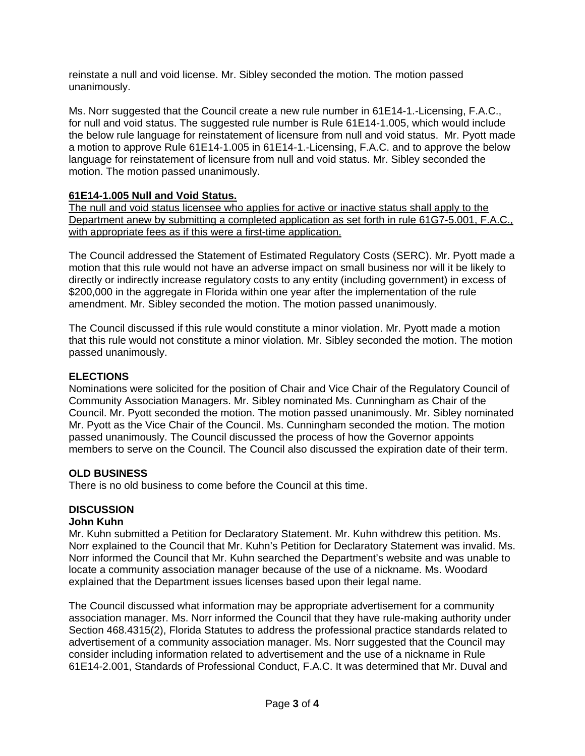reinstate a null and void license. Mr. Sibley seconded the motion. The motion passed unanimously.

Ms. Norr suggested that the Council create a new rule number in 61E14-1.-Licensing, F.A.C., for null and void status. The suggested rule number is Rule 61E14-1.005, which would include the below rule language for reinstatement of licensure from null and void status. Mr. Pyott made a motion to approve Rule 61E14-1.005 in 61E14-1.-Licensing, F.A.C. and to approve the below language for reinstatement of licensure from null and void status. Mr. Sibley seconded the motion. The motion passed unanimously.

**<u>61E14-1.005 Null and Void Status.</u>**
<u>The null and void status licensee who applies for active or inactive status shall apply to the Department anew by submitting a completed application as set forth in rule 61G7-5.001, F.A.C., with appropriate fees as if this were a first-time application.</u>

The Council addressed the Statement of Estimated Regulatory Costs (SERC). Mr. Pyott made a motion that this rule would not have an adverse impact on small business nor will it be likely to directly or indirectly increase regulatory costs to any entity (including government) in excess of $200,000 in the aggregate in Florida within one year after the implementation of the rule amendment. Mr. Sibley seconded the motion. The motion passed unanimously.

The Council discussed if this rule would constitute a minor violation. Mr. Pyott made a motion that this rule would not constitute a minor violation. Mr. Sibley seconded the motion. The motion passed unanimously.

**ELECTIONS**
Nominations were solicited for the position of Chair and Vice Chair of the Regulatory Council of Community Association Managers. Mr. Sibley nominated Ms. Cunningham as Chair of the Council. Mr. Pyott seconded the motion. The motion passed unanimously. Mr. Sibley nominated Mr. Pyott as the Vice Chair of the Council. Ms. Cunningham seconded the motion. The motion passed unanimously. The Council discussed the process of how the Governor appoints members to serve on the Council. The Council also discussed the expiration date of their term.

**OLD BUSINESS**
There is no old business to come before the Council at this time.

**DISCUSSION**
**John Kuhn**
Mr. Kuhn submitted a Petition for Declaratory Statement. Mr. Kuhn withdrew this petition. Ms. Norr explained to the Council that Mr. Kuhn's Petition for Declaratory Statement was invalid. Ms. Norr informed the Council that Mr. Kuhn searched the Department's website and was unable to locate a community association manager because of the use of a nickname. Ms. Woodard explained that the Department issues licenses based upon their legal name.

The Council discussed what information may be appropriate advertisement for a community association manager. Ms. Norr informed the Council that they have rule-making authority under Section 468.4315(2), Florida Statutes to address the professional practice standards related to advertisement of a community association manager. Ms. Norr suggested that the Council may consider including information related to advertisement and the use of a nickname in Rule 61E14-2.001, Standards of Professional Conduct, F.A.C. It was determined that Mr. Duval and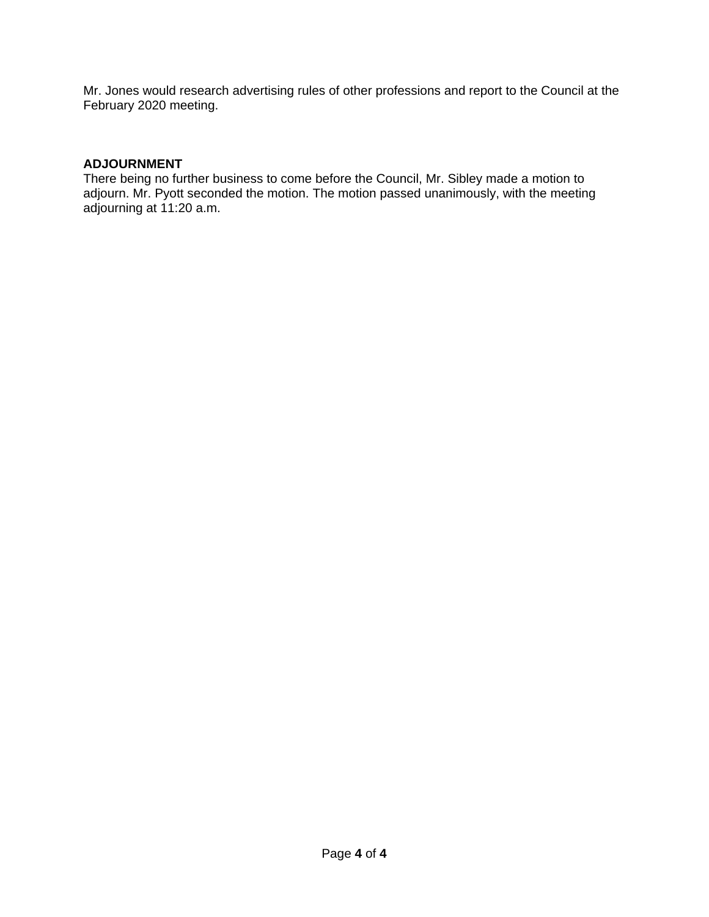Mr. Jones would research advertising rules of other professions and report to the Council at the February 2020 meeting.

**ADJOURNMENT**

There being no further business to come before the Council, Mr. Sibley made a motion to adjourn. Mr. Pyott seconded the motion. The motion passed unanimously, with the meeting adjourning at 11:20 a.m.